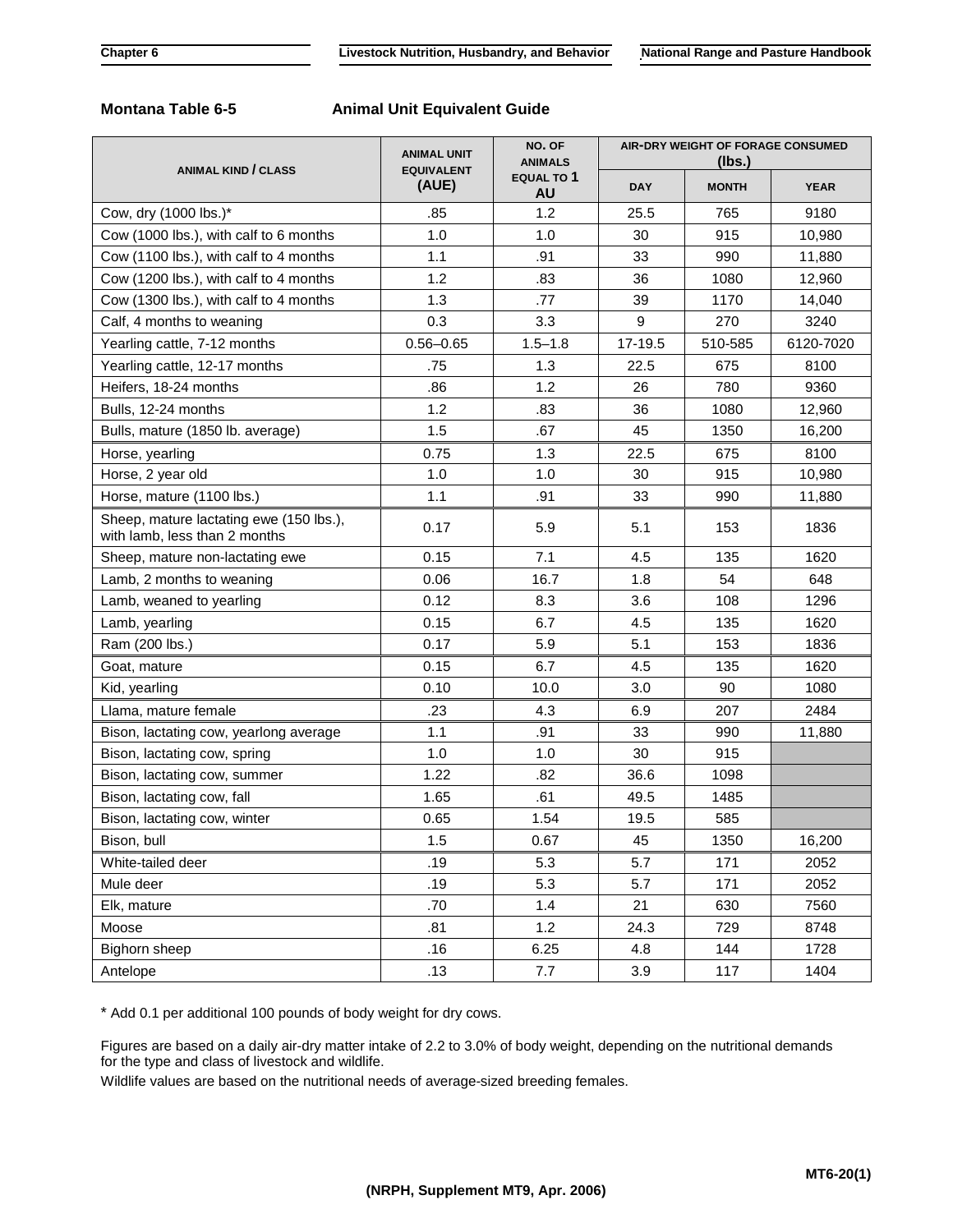## Montana Table 6-5 Animal Unit Equivalent Guide

| ANIMAL KIND / CLASS | ANIMAL UNIT EQUIVALENT (AUE) | NO. OF ANIMALS EQUAL TO 1 AU | AIR-DRY WEIGHT OF FORAGE CONSUMED (lbs.) | | |
|---|---|---|---|---|---|
| | | | DAY | MONTH | YEAR |
| Cow, dry (1000 lbs.)* | .85 | 1.2 | 25.5 | 765 | 9180 |
| Cow (1000 lbs.), with calf to 6 months | 1.0 | 1.0 | 30 | 915 | 10,980 |
| Cow (1100 lbs.), with calf to 4 months | 1.1 | .91 | 33 | 990 | 11,880 |
| Cow (1200 lbs.), with calf to 4 months | 1.2 | .83 | 36 | 1080 | 12,960 |
| Cow (1300 lbs.), with calf to 4 months | 1.3 | .77 | 39 | 1170 | 14,040 |
| Calf, 4 months to weaning | 0.3 | 3.3 | 9 | 270 | 3240 |
| Yearling cattle, 7-12 months | 0.56–0.65 | 1.5–1.8 | 17-19.5 | 510-585 | 6120-7020 |
| Yearling cattle, 12-17 months | .75 | 1.3 | 22.5 | 675 | 8100 |
| Heifers, 18-24 months | .86 | 1.2 | 26 | 780 | 9360 |
| Bulls, 12-24 months | 1.2 | .83 | 36 | 1080 | 12,960 |
| Bulls, mature (1850 lb. average) | 1.5 | .67 | 45 | 1350 | 16,200 |
| Horse, yearling | 0.75 | 1.3 | 22.5 | 675 | 8100 |
| Horse, 2 year old | 1.0 | 1.0 | 30 | 915 | 10,980 |
| Horse, mature (1100 lbs.) | 1.1 | .91 | 33 | 990 | 11,880 |
| Sheep, mature lactating ewe (150 lbs.), with lamb, less than 2 months | 0.17 | 5.9 | 5.1 | 153 | 1836 |
| Sheep, mature non-lactating ewe | 0.15 | 7.1 | 4.5 | 135 | 1620 |
| Lamb, 2 months to weaning | 0.06 | 16.7 | 1.8 | 54 | 648 |
| Lamb, weaned to yearling | 0.12 | 8.3 | 3.6 | 108 | 1296 |
| Lamb, yearling | 0.15 | 6.7 | 4.5 | 135 | 1620 |
| Ram (200 lbs.) | 0.17 | 5.9 | 5.1 | 153 | 1836 |
| Goat, mature | 0.15 | 6.7 | 4.5 | 135 | 1620 |
| Kid, yearling | 0.10 | 10.0 | 3.0 | 90 | 1080 |
| Llama, mature female | .23 | 4.3 | 6.9 | 207 | 2484 |
| Bison, lactating cow, yearlong average | 1.1 | .91 | 33 | 990 | 11,880 |
| Bison, lactating cow, spring | 1.0 | 1.0 | 30 | 915 | |
| Bison, lactating cow, summer | 1.22 | .82 | 36.6 | 1098 | |
| Bison, lactating cow, fall | 1.65 | .61 | 49.5 | 1485 | |
| Bison, lactating cow, winter | 0.65 | 1.54 | 19.5 | 585 | |
| Bison, bull | 1.5 | 0.67 | 45 | 1350 | 16,200 |
| White-tailed deer | .19 | 5.3 | 5.7 | 171 | 2052 |
| Mule deer | .19 | 5.3 | 5.7 | 171 | 2052 |
| Elk, mature | .70 | 1.4 | 21 | 630 | 7560 |
| Moose | .81 | 1.2 | 24.3 | 729 | 8748 |
| Bighorn sheep | .16 | 6.25 | 4.8 | 144 | 1728 |
| Antelope | .13 | 7.7 | 3.9 | 117 | 1404 |

* Add 0.1 per additional 100 pounds of body weight for dry cows.

Figures are based on a daily air-dry matter intake of 2.2 to 3.0% of body weight, depending on the nutritional demands for the type and class of livestock and wildlife.

Wildlife values are based on the nutritional needs of average-sized breeding females.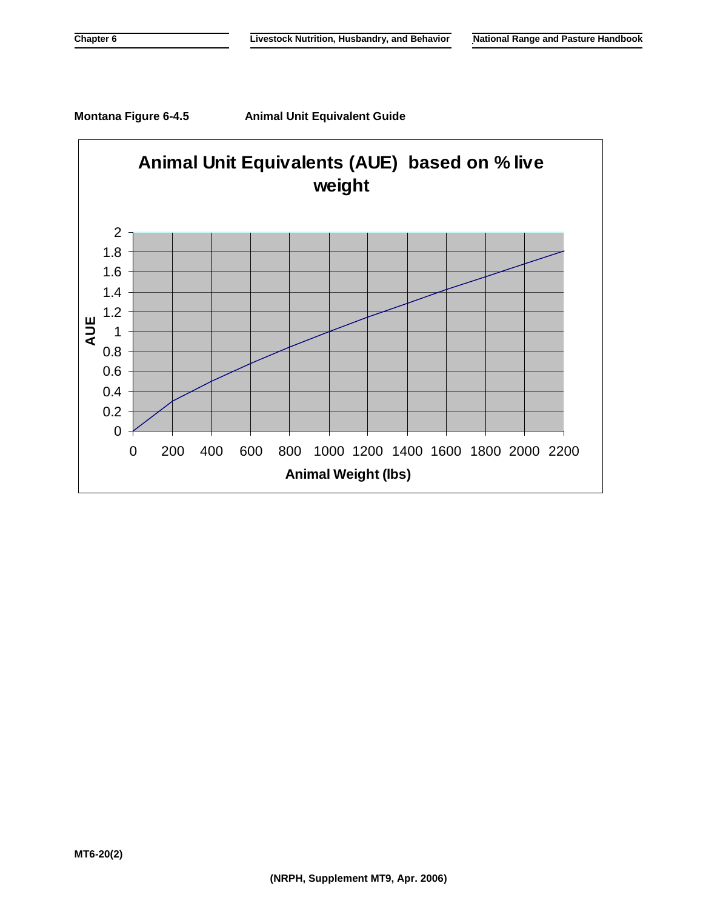**Montana Figure 6-4.5 Animal Unit Equivalent Guide**

Animal Unit Equivalents (AUE) based on % live weight

AUE

2
1.8
1.6
1.4
1.2
1
0.8
0.6
0.4
0.2
0

0 200 400 600 800 1000 1200 1400 1600 1800 2000 2200

Animal Weight (lbs)

MT6-20(2)

(NRPH, Supplement MT9, Apr. 2006)